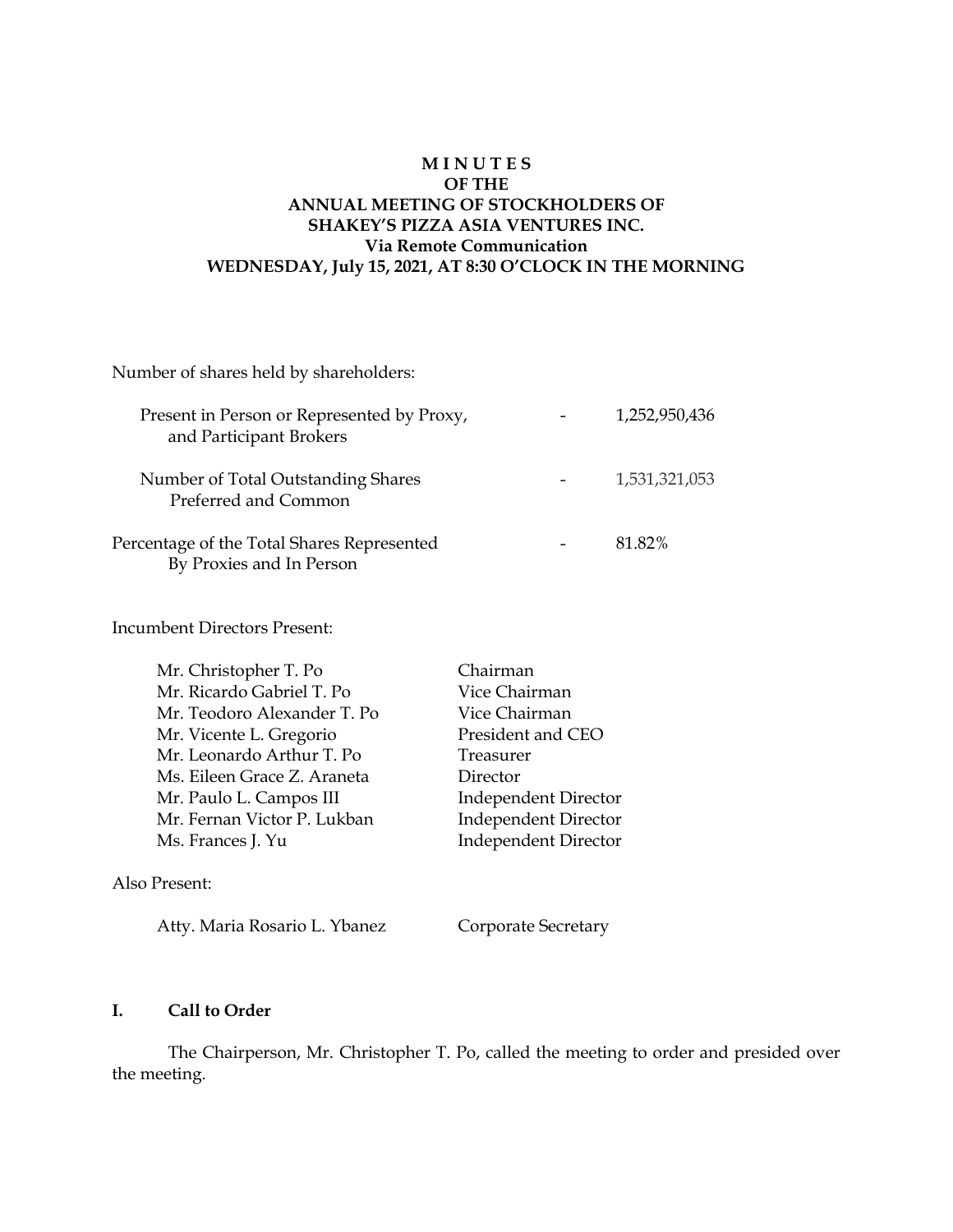# M I N U T E S
# OF THE
# ANNUAL MEETING OF STOCKHOLDERS OF
# SHAKEY'S PIZZA ASIA VENTURES INC.
## Via Remote Communication
## WEDNESDAY, July 15, 2021, AT 8:30 O'CLOCK IN THE MORNING

Number of shares held by shareholders:

| | | |
|---|---|---|
| Present in Person or Represented by Proxy, and Participant Brokers | - | 1,252,950,436 |
| Number of Total Outstanding Shares Preferred and Common | - | 1,531,321,053 |
| Percentage of the Total Shares Represented By Proxies and In Person | - | 81.82% |

Incumbent Directors Present:

| | |
|---|---|
| Mr. Christopher T. Po | Chairman |
| Mr. Ricardo Gabriel T. Po | Vice Chairman |
| Mr. Teodoro Alexander T. Po | Vice Chairman |
| Mr. Vicente L. Gregorio | President and CEO |
| Mr. Leonardo Arthur T. Po | Treasurer |
| Ms. Eileen Grace Z. Araneta | Director |
| Mr. Paulo L. Campos III | Independent Director |
| Mr. Fernan Victor P. Lukban | Independent Director |
| Ms. Frances J. Yu | Independent Director |

Also Present:

| | |
|---|---|
| Atty. Maria Rosario L. Ybanez | Corporate Secretary |

## I. Call to Order

The Chairperson, Mr. Christopher T. Po, called the meeting to order and presided over the meeting.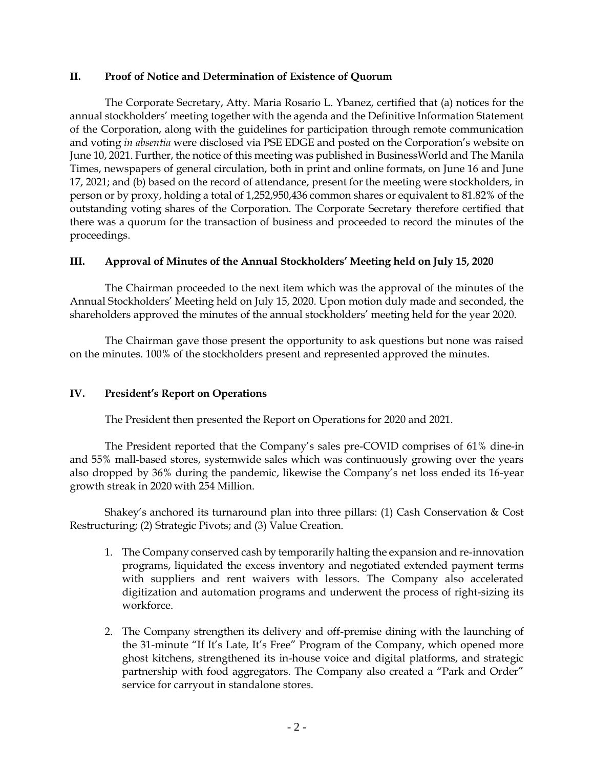## II. Proof of Notice and Determination of Existence of Quorum

The Corporate Secretary, Atty. Maria Rosario L. Ybanez, certified that (a) notices for the annual stockholders' meeting together with the agenda and the Definitive Information Statement of the Corporation, along with the guidelines for participation through remote communication and voting *in absentia* were disclosed via PSE EDGE and posted on the Corporation's website on June 10, 2021. Further, the notice of this meeting was published in BusinessWorld and The Manila Times, newspapers of general circulation, both in print and online formats, on June 16 and June 17, 2021; and (b) based on the record of attendance, present for the meeting were stockholders, in person or by proxy, holding a total of 1,252,950,436 common shares or equivalent to 81.82% of the outstanding voting shares of the Corporation. The Corporate Secretary therefore certified that there was a quorum for the transaction of business and proceeded to record the minutes of the proceedings.

## III. Approval of Minutes of the Annual Stockholders' Meeting held on July 15, 2020

The Chairman proceeded to the next item which was the approval of the minutes of the Annual Stockholders' Meeting held on July 15, 2020. Upon motion duly made and seconded, the shareholders approved the minutes of the annual stockholders' meeting held for the year 2020.

The Chairman gave those present the opportunity to ask questions but none was raised on the minutes. 100% of the stockholders present and represented approved the minutes.

## IV. President's Report on Operations

The President then presented the Report on Operations for 2020 and 2021.

The President reported that the Company's sales pre-COVID comprises of 61% dine-in and 55% mall-based stores, systemwide sales which was continuously growing over the years also dropped by 36% during the pandemic, likewise the Company's net loss ended its 16-year growth streak in 2020 with 254 Million.

Shakey's anchored its turnaround plan into three pillars: (1) Cash Conservation & Cost Restructuring; (2) Strategic Pivots; and (3) Value Creation.

1. The Company conserved cash by temporarily halting the expansion and re-innovation programs, liquidated the excess inventory and negotiated extended payment terms with suppliers and rent waivers with lessors. The Company also accelerated digitization and automation programs and underwent the process of right-sizing its workforce.

2. The Company strengthen its delivery and off-premise dining with the launching of the 31-minute "If It's Late, It's Free" Program of the Company, which opened more ghost kitchens, strengthened its in-house voice and digital platforms, and strategic partnership with food aggregators. The Company also created a "Park and Order" service for carryout in standalone stores.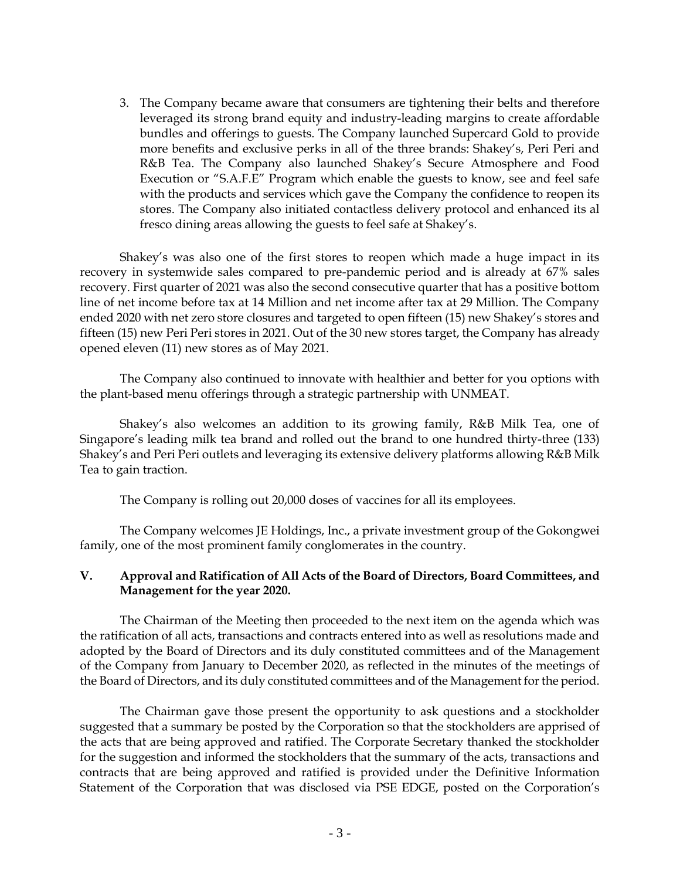3. The Company became aware that consumers are tightening their belts and therefore leveraged its strong brand equity and industry-leading margins to create affordable bundles and offerings to guests. The Company launched Supercard Gold to provide more benefits and exclusive perks in all of the three brands: Shakey's, Peri Peri and R&B Tea. The Company also launched Shakey's Secure Atmosphere and Food Execution or "S.A.F.E" Program which enable the guests to know, see and feel safe with the products and services which gave the Company the confidence to reopen its stores. The Company also initiated contactless delivery protocol and enhanced its al fresco dining areas allowing the guests to feel safe at Shakey's.

Shakey's was also one of the first stores to reopen which made a huge impact in its recovery in systemwide sales compared to pre-pandemic period and is already at 67% sales recovery. First quarter of 2021 was also the second consecutive quarter that has a positive bottom line of net income before tax at 14 Million and net income after tax at 29 Million. The Company ended 2020 with net zero store closures and targeted to open fifteen (15) new Shakey's stores and fifteen (15) new Peri Peri stores in 2021. Out of the 30 new stores target, the Company has already opened eleven (11) new stores as of May 2021.

The Company also continued to innovate with healthier and better for you options with the plant-based menu offerings through a strategic partnership with UNMEAT.

Shakey's also welcomes an addition to its growing family, R&B Milk Tea, one of Singapore's leading milk tea brand and rolled out the brand to one hundred thirty-three (133) Shakey's and Peri Peri outlets and leveraging its extensive delivery platforms allowing R&B Milk Tea to gain traction.

The Company is rolling out 20,000 doses of vaccines for all its employees.

The Company welcomes JE Holdings, Inc., a private investment group of the Gokongwei family, one of the most prominent family conglomerates in the country.

## V. Approval and Ratification of All Acts of the Board of Directors, Board Committees, and Management for the year 2020.

The Chairman of the Meeting then proceeded to the next item on the agenda which was the ratification of all acts, transactions and contracts entered into as well as resolutions made and adopted by the Board of Directors and its duly constituted committees and of the Management of the Company from January to December 2020, as reflected in the minutes of the meetings of the Board of Directors, and its duly constituted committees and of the Management for the period.

The Chairman gave those present the opportunity to ask questions and a stockholder suggested that a summary be posted by the Corporation so that the stockholders are apprised of the acts that are being approved and ratified. The Corporate Secretary thanked the stockholder for the suggestion and informed the stockholders that the summary of the acts, transactions and contracts that are being approved and ratified is provided under the Definitive Information Statement of the Corporation that was disclosed via PSE EDGE, posted on the Corporation's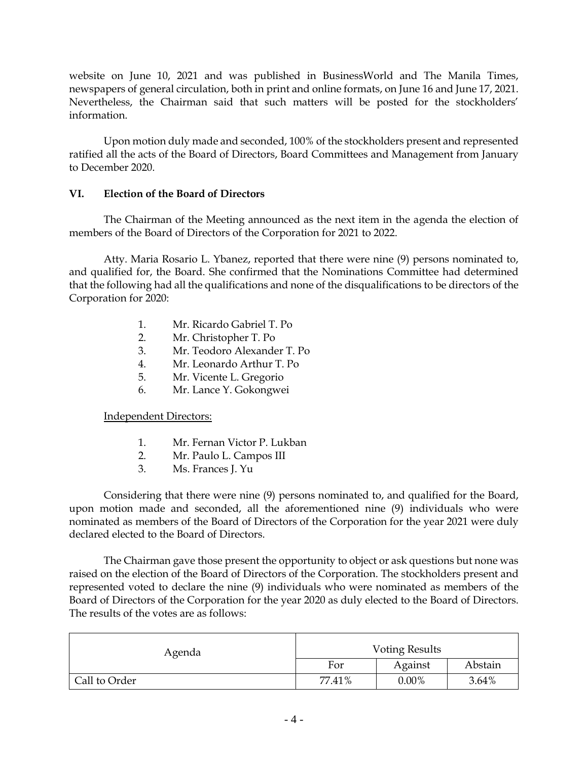website on June 10, 2021 and was published in BusinessWorld and The Manila Times, newspapers of general circulation, both in print and online formats, on June 16 and June 17, 2021. Nevertheless, the Chairman said that such matters will be posted for the stockholders' information.

Upon motion duly made and seconded, 100% of the stockholders present and represented ratified all the acts of the Board of Directors, Board Committees and Management from January to December 2020.

## VI. Election of the Board of Directors

The Chairman of the Meeting announced as the next item in the agenda the election of members of the Board of Directors of the Corporation for 2021 to 2022.

Atty. Maria Rosario L. Ybanez, reported that there were nine (9) persons nominated to, and qualified for, the Board. She confirmed that the Nominations Committee had determined that the following had all the qualifications and none of the disqualifications to be directors of the Corporation for 2020:

1. Mr. Ricardo Gabriel T. Po
2. Mr. Christopher T. Po
3. Mr. Teodoro Alexander T. Po
4. Mr. Leonardo Arthur T. Po
5. Mr. Vicente L. Gregorio
6. Mr. Lance Y. Gokongwei

Independent Directors:

1. Mr. Fernan Victor P. Lukban
2. Mr. Paulo L. Campos III
3. Ms. Frances J. Yu

Considering that there were nine (9) persons nominated to, and qualified for the Board, upon motion made and seconded, all the aforementioned nine (9) individuals who were nominated as members of the Board of Directors of the Corporation for the year 2021 were duly declared elected to the Board of Directors.

The Chairman gave those present the opportunity to object or ask questions but none was raised on the election of the Board of Directors of the Corporation. The stockholders present and represented voted to declare the nine (9) individuals who were nominated as members of the Board of Directors of the Corporation for the year 2020 as duly elected to the Board of Directors. The results of the votes are as follows:

| Agenda | Voting Results | | |
|---|---|---|---|
| | For | Against | Abstain |
| Call to Order | 77.41% | 0.00% | 3.64% |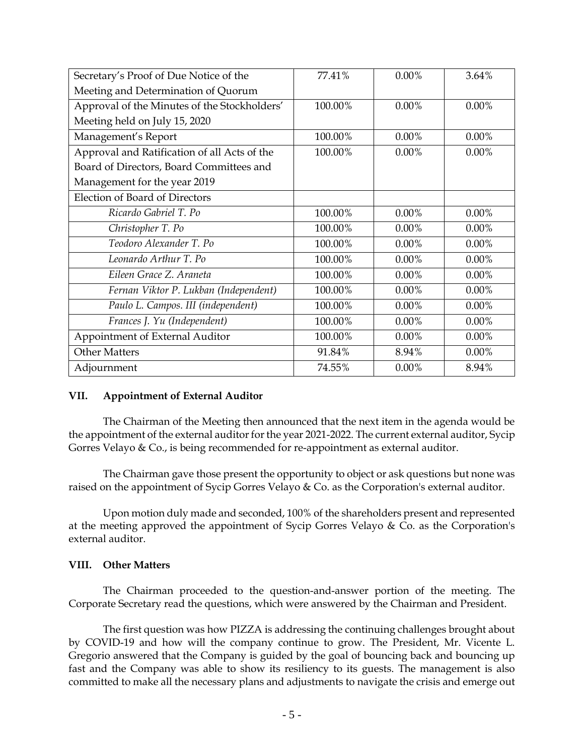| Secretary's Proof of Due Notice of the Meeting and Determination of Quorum | 77.41% | 0.00% | 3.64% |
|---|---|---|---|
| Approval of the Minutes of the Stockholders' Meeting held on July 15, 2020 | 100.00% | 0.00% | 0.00% |
| Management's Report | 100.00% | 0.00% | 0.00% |
| Approval and Ratification of all Acts of the Board of Directors, Board Committees and Management for the year 2019 | 100.00% | 0.00% | 0.00% |
| Election of Board of Directors | | | |
| *Ricardo Gabriel T. Po* | 100.00% | 0.00% | 0.00% |
| *Christopher T. Po* | 100.00% | 0.00% | 0.00% |
| *Teodoro Alexander T. Po* | 100.00% | 0.00% | 0.00% |
| *Leonardo Arthur T. Po* | 100.00% | 0.00% | 0.00% |
| *Eileen Grace Z. Araneta* | 100.00% | 0.00% | 0.00% |
| *Fernan Viktor P. Lukban (Independent)* | 100.00% | 0.00% | 0.00% |
| *Paulo L. Campos. III (independent)* | 100.00% | 0.00% | 0.00% |
| *Frances J. Yu (Independent)* | 100.00% | 0.00% | 0.00% |
| Appointment of External Auditor | 100.00% | 0.00% | 0.00% |
| Other Matters | 91.84% | 8.94% | 0.00% |
| Adjournment | 74.55% | 0.00% | 8.94% |

**VII. Appointment of External Auditor**

The Chairman of the Meeting then announced that the next item in the agenda would be the appointment of the external auditor for the year 2021-2022. The current external auditor, Sycip Gorres Velayo & Co., is being recommended for re-appointment as external auditor.

The Chairman gave those present the opportunity to object or ask questions but none was raised on the appointment of Sycip Gorres Velayo & Co. as the Corporation's external auditor.

Upon motion duly made and seconded, 100% of the shareholders present and represented at the meeting approved the appointment of Sycip Gorres Velayo & Co. as the Corporation's external auditor.

**VIII. Other Matters**

The Chairman proceeded to the question-and-answer portion of the meeting. The Corporate Secretary read the questions, which were answered by the Chairman and President.

The first question was how PIZZA is addressing the continuing challenges brought about by COVID-19 and how will the company continue to grow. The President, Mr. Vicente L. Gregorio answered that the Company is guided by the goal of bouncing back and bouncing up fast and the Company was able to show its resiliency to its guests. The management is also committed to make all the necessary plans and adjustments to navigate the crisis and emerge out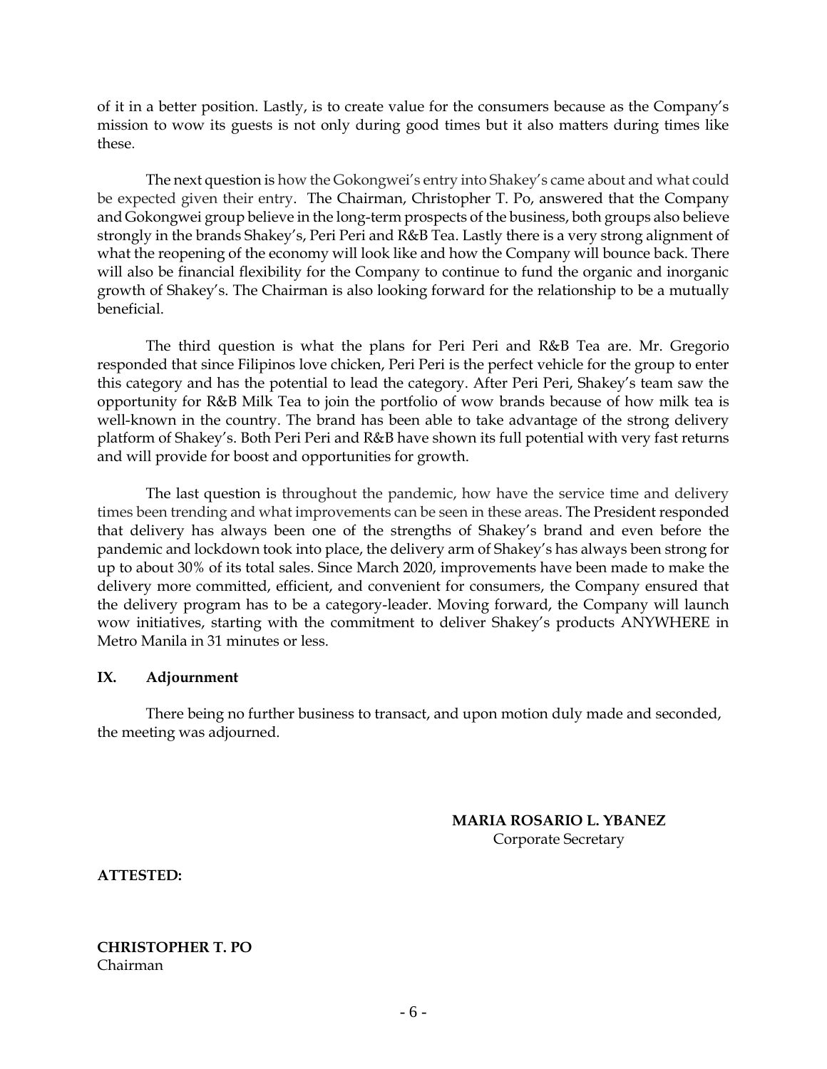of it in a better position. Lastly, is to create value for the consumers because as the Company's mission to wow its guests is not only during good times but it also matters during times like these.

The next question is how the Gokongwei's entry into Shakey's came about and what could be expected given their entry. The Chairman, Christopher T. Po, answered that the Company and Gokongwei group believe in the long-term prospects of the business, both groups also believe strongly in the brands Shakey's, Peri Peri and R&B Tea. Lastly there is a very strong alignment of what the reopening of the economy will look like and how the Company will bounce back. There will also be financial flexibility for the Company to continue to fund the organic and inorganic growth of Shakey's. The Chairman is also looking forward for the relationship to be a mutually beneficial.

The third question is what the plans for Peri Peri and R&B Tea are. Mr. Gregorio responded that since Filipinos love chicken, Peri Peri is the perfect vehicle for the group to enter this category and has the potential to lead the category. After Peri Peri, Shakey's team saw the opportunity for R&B Milk Tea to join the portfolio of wow brands because of how milk tea is well-known in the country. The brand has been able to take advantage of the strong delivery platform of Shakey's. Both Peri Peri and R&B have shown its full potential with very fast returns and will provide for boost and opportunities for growth.

The last question is throughout the pandemic, how have the service time and delivery times been trending and what improvements can be seen in these areas. The President responded that delivery has always been one of the strengths of Shakey's brand and even before the pandemic and lockdown took into place, the delivery arm of Shakey's has always been strong for up to about 30% of its total sales. Since March 2020, improvements have been made to make the delivery more committed, efficient, and convenient for consumers, the Company ensured that the delivery program has to be a category-leader. Moving forward, the Company will launch wow initiatives, starting with the commitment to deliver Shakey's products ANYWHERE in Metro Manila in 31 minutes or less.

## IX. Adjournment

There being no further business to transact, and upon motion duly made and seconded, the meeting was adjourned.

**MARIA ROSARIO L. YBANEZ**
Corporate Secretary

**ATTESTED:**

**CHRISTOPHER T. PO**
Chairman